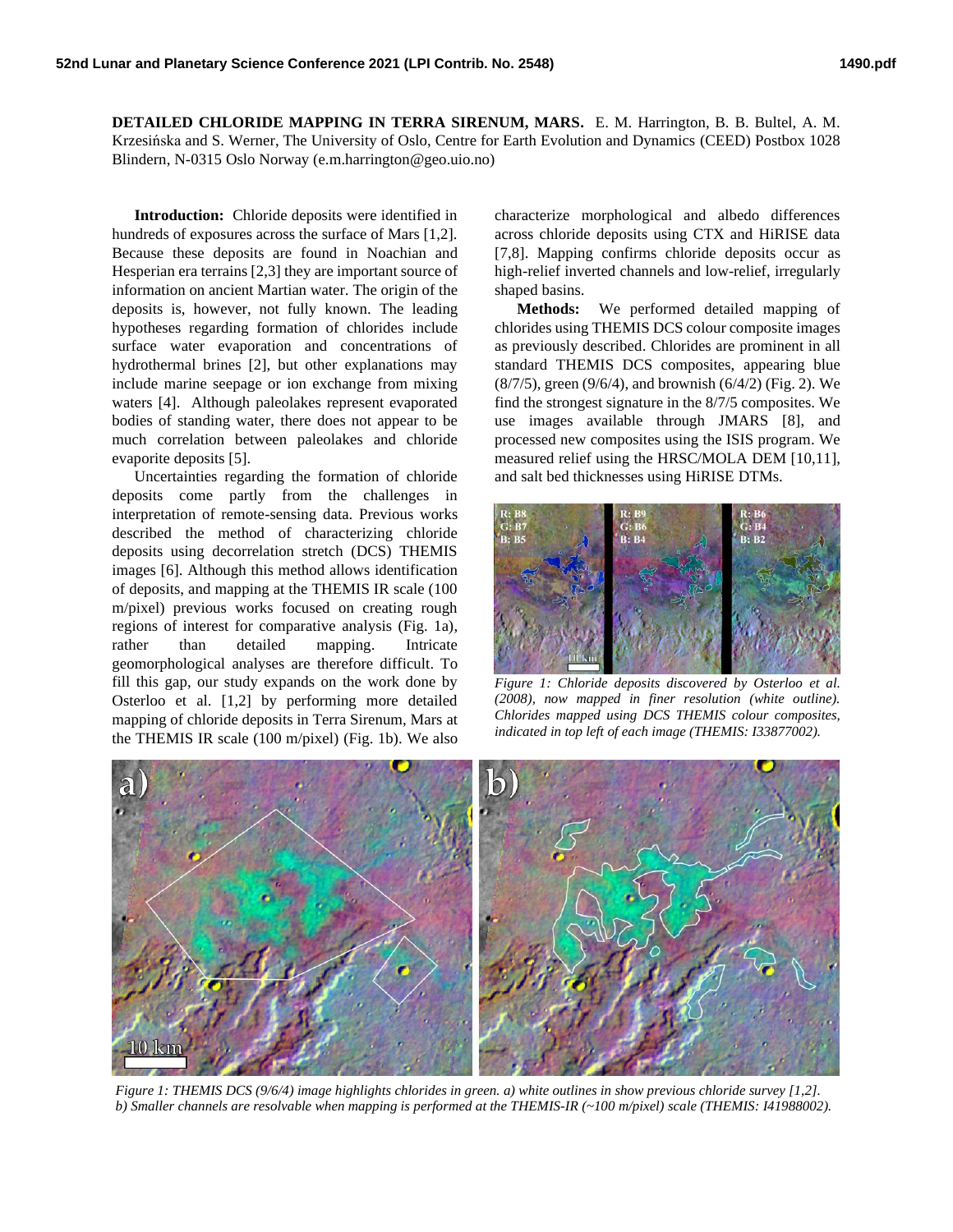# DETAILED CHLORIDE MAPPING IN TERRA SIRENUM, MARS.

E. M. Harrington, B. B. Bultel, A. M. Krzesińska and S. Werner, The University of Oslo, Centre for Earth Evolution and Dynamics (CEED) Postbox 1028 Blindern, N-0315 Oslo Norway (e.m.harrington@geo.uio.no)

**Introduction:** Chloride deposits were identified in hundreds of exposures across the surface of Mars [1,2]. Because these deposits are found in Noachian and Hesperian era terrains [2,3] they are important source of information on ancient Martian water. The origin of the deposits is, however, not fully known. The leading hypotheses regarding formation of chlorides include surface water evaporation and concentrations of hydrothermal brines [2], but other explanations may include marine seepage or ion exchange from mixing waters [4]. Although paleolakes represent evaporated bodies of standing water, there does not appear to be much correlation between paleolakes and chloride evaporite deposits [5].

Uncertainties regarding the formation of chloride deposits come partly from the challenges in interpretation of remote-sensing data. Previous works described the method of characterizing chloride deposits using decorrelation stretch (DCS) THEMIS images [6]. Although this method allows identification of deposits, and mapping at the THEMIS IR scale (100 m/pixel) previous works focused on creating rough regions of interest for comparative analysis (Fig. 1a), rather than detailed mapping. Intricate geomorphological analyses are therefore difficult. To fill this gap, our study expands on the work done by Osterloo et al. [1,2] by performing more detailed mapping of chloride deposits in Terra Sirenum, Mars at the THEMIS IR scale (100 m/pixel) (Fig. 1b). We also characterize morphological and albedo differences across chloride deposits using CTX and HiRISE data [7,8]. Mapping confirms chloride deposits occur as high-relief inverted channels and low-relief, irregularly shaped basins.

**Methods:** We performed detailed mapping of chlorides using THEMIS DCS colour composite images as previously described. Chlorides are prominent in all standard THEMIS DCS composites, appearing blue (8/7/5), green (9/6/4), and brownish (6/4/2) (Fig. 2). We find the strongest signature in the 8/7/5 composites. We use images available through JMARS [8], and processed new composites using the ISIS program. We measured relief using the HRSC/MOLA DEM [10,11], and salt bed thicknesses using HiRISE DTMs.

*Figure 1: Chloride deposits discovered by Osterloo et al. (2008), now mapped in finer resolution (white outline). Chlorides mapped using DCS THEMIS colour composites, indicated in top left of each image (THEMIS: I33877002).*

*Figure 1: THEMIS DCS (9/6/4) image highlights chlorides in green. a) white outlines in show previous chloride survey [1,2]. b) Smaller channels are resolvable when mapping is performed at the THEMIS-IR (~100 m/pixel) scale (THEMIS: I41988002).*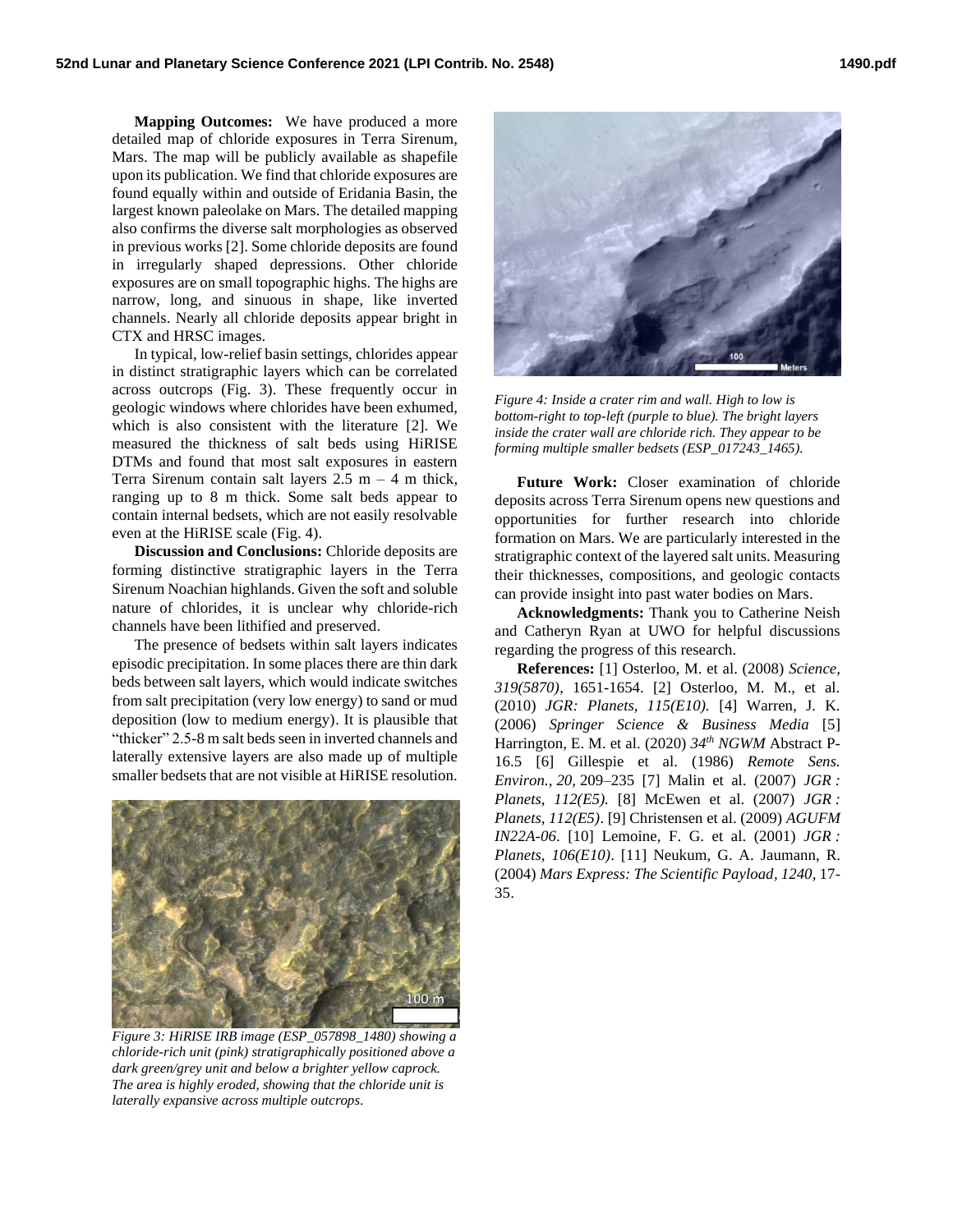**Mapping Outcomes:** We have produced a more detailed map of chloride exposures in Terra Sirenum, Mars. The map will be publicly available as shapefile upon its publication. We find that chloride exposures are found equally within and outside of Eridania Basin, the largest known paleolake on Mars. The detailed mapping also confirms the diverse salt morphologies as observed in previous works [2]. Some chloride deposits are found in irregularly shaped depressions. Other chloride exposures are on small topographic highs. The highs are narrow, long, and sinuous in shape, like inverted channels. Nearly all chloride deposits appear bright in CTX and HRSC images.

In typical, low-relief basin settings, chlorides appear in distinct stratigraphic layers which can be correlated across outcrops (Fig. 3). These frequently occur in geologic windows where chlorides have been exhumed, which is also consistent with the literature [2]. We measured the thickness of salt beds using HiRISE DTMs and found that most salt exposures in eastern Terra Sirenum contain salt layers 2.5 m – 4 m thick, ranging up to 8 m thick. Some salt beds appear to contain internal bedsets, which are not easily resolvable even at the HiRISE scale (Fig. 4).

**Discussion and Conclusions:** Chloride deposits are forming distinctive stratigraphic layers in the Terra Sirenum Noachian highlands. Given the soft and soluble nature of chlorides, it is unclear why chloride-rich channels have been lithified and preserved.

The presence of bedsets within salt layers indicates episodic precipitation. In some places there are thin dark beds between salt layers, which would indicate switches from salt precipitation (very low energy) to sand or mud deposition (low to medium energy). It is plausible that "thicker" 2.5-8 m salt beds seen in inverted channels and laterally extensive layers are also made up of multiple smaller bedsets that are not visible at HiRISE resolution.

*Figure 3: HiRISE IRB image (ESP_057898_1480) showing a chloride-rich unit (pink) stratigraphically positioned above a dark green/grey unit and below a brighter yellow caprock. The area is highly eroded, showing that the chloride unit is laterally expansive across multiple outcrops.*

*Figure 4: Inside a crater rim and wall. High to low is bottom-right to top-left (purple to blue). The bright layers inside the crater wall are chloride rich. They appear to be forming multiple smaller bedsets (ESP_017243_1465).*

**Future Work:** Closer examination of chloride deposits across Terra Sirenum opens new questions and opportunities for further research into chloride formation on Mars. We are particularly interested in the stratigraphic context of the layered salt units. Measuring their thicknesses, compositions, and geologic contacts can provide insight into past water bodies on Mars.

**Acknowledgments:** Thank you to Catherine Neish and Catheryn Ryan at UWO for helpful discussions regarding the progress of this research.

**References:** [1] Osterloo, M. et al. (2008) *Science, 319(5870)*, 1651-1654. [2] Osterloo, M. M., et al. (2010) *JGR: Planets, 115(E10).* [4] Warren, J. K. (2006) *Springer Science & Business Media* [5] Harrington, E. M. et al. (2020) *34th NGWM* Abstract P-16.5 [6] Gillespie et al. (1986) *Remote Sens. Environ., 20,* 209–235 [7] Malin et al. (2007) *JGR : Planets, 112(E5).* [8] McEwen et al. (2007) *JGR : Planets, 112(E5)*. [9] Christensen et al. (2009) *AGUFM IN22A-06*. [10] Lemoine, F. G. et al. (2001) *JGR : Planets, 106(E10)*. [11] Neukum, G. A. Jaumann, R. (2004) *Mars Express: The Scientific Payload, 1240,* 17-35.